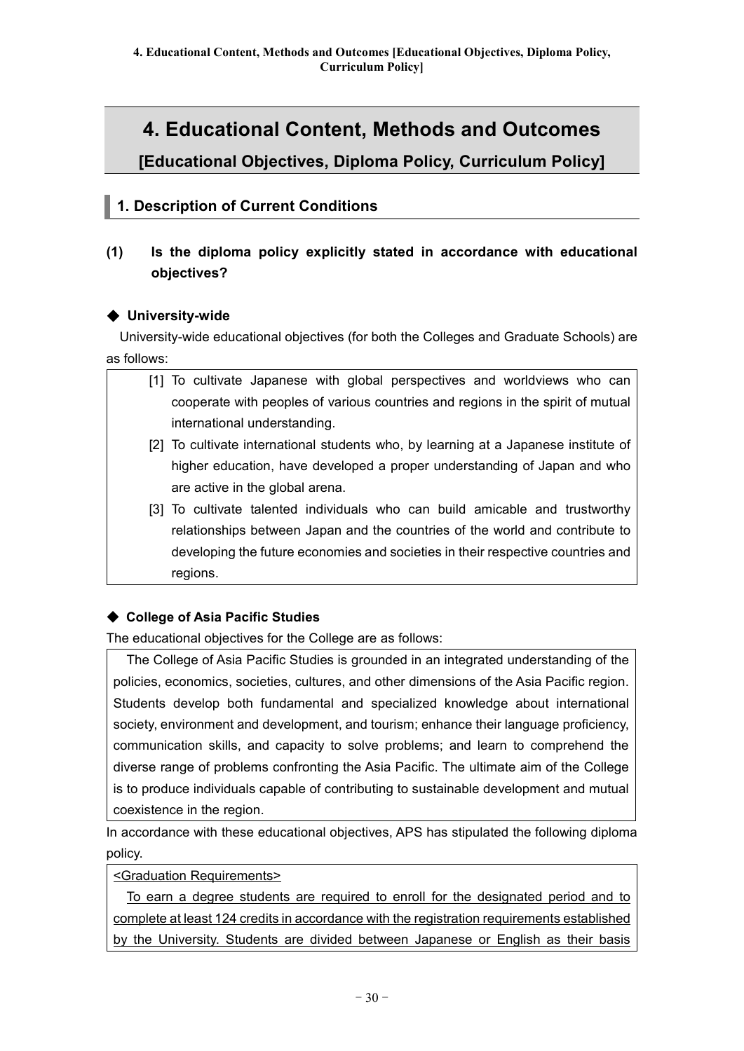# 4. Educational Content, Methods and Outcomes

## [Educational Objectives, Diploma Policy, Curriculum Policy]

### 1. Description of Current Conditions

#### (1) Is the diploma policy explicitly stated in accordance with educational objectives?

**◆ University-wide**

University-wide educational objectives (for both the Colleges and Graduate Schools) are as follows:

> [1] To cultivate Japanese with global perspectives and worldviews who can cooperate with peoples of various countries and regions in the spirit of mutual international understanding.
>
> [2] To cultivate international students who, by learning at a Japanese institute of higher education, have developed a proper understanding of Japan and who are active in the global arena.
>
> [3] To cultivate talented individuals who can build amicable and trustworthy relationships between Japan and the countries of the world and contribute to developing the future economies and societies in their respective countries and regions.

**◆ College of Asia Pacific Studies**

The educational objectives for the College are as follows:

> The College of Asia Pacific Studies is grounded in an integrated understanding of the policies, economics, societies, cultures, and other dimensions of the Asia Pacific region. Students develop both fundamental and specialized knowledge about international society, environment and development, and tourism; enhance their language proficiency, communication skills, and capacity to solve problems; and learn to comprehend the diverse range of problems confronting the Asia Pacific. The ultimate aim of the College is to produce individuals capable of contributing to sustainable development and mutual coexistence in the region.

In accordance with these educational objectives, APS has stipulated the following diploma policy.

> <Graduation Requirements>
>
> To earn a degree students are required to enroll for the designated period and to complete at least 124 credits in accordance with the registration requirements established by the University. Students are divided between Japanese or English as their basis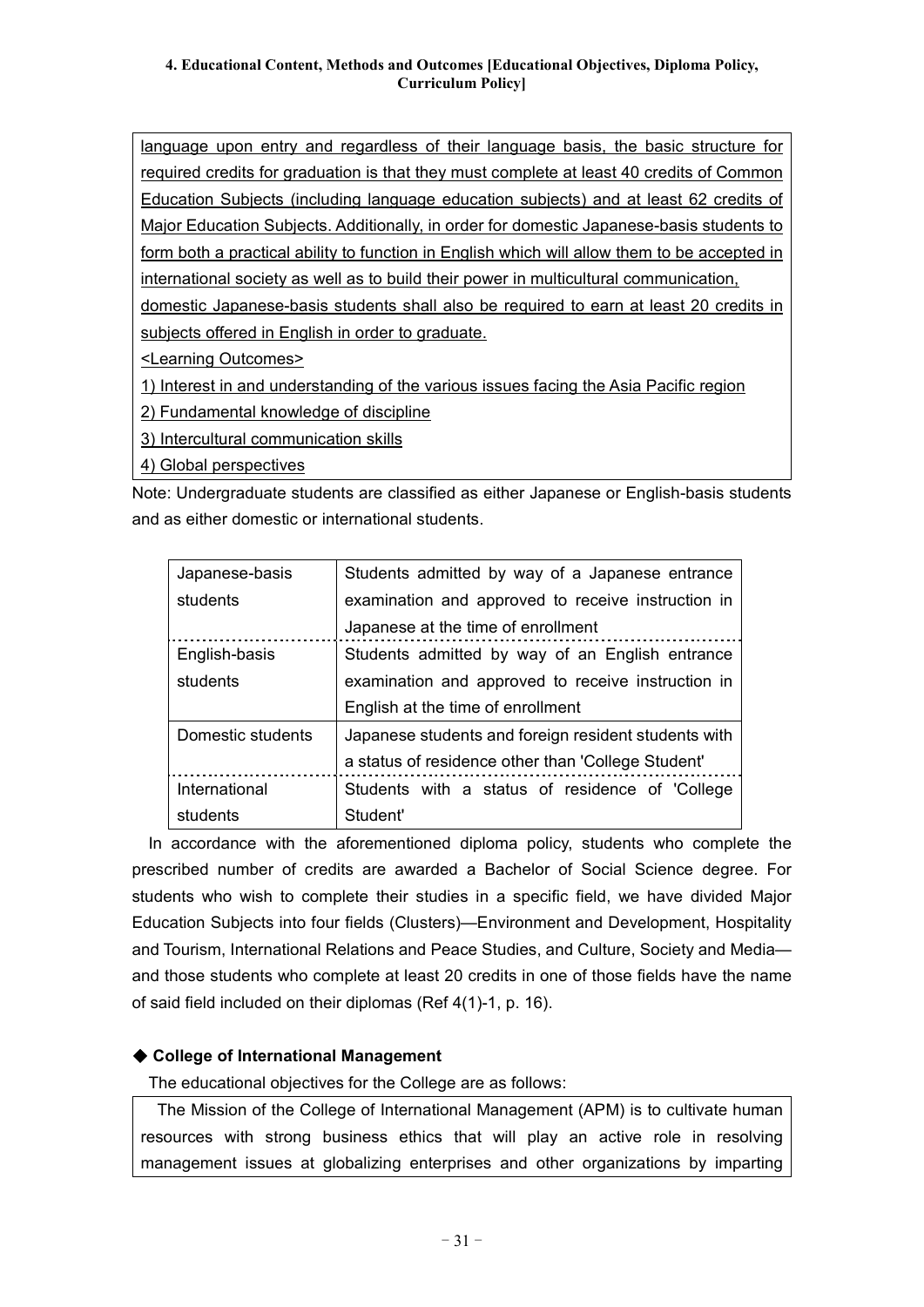language upon entry and regardless of their language basis, the basic structure for required credits for graduation is that they must complete at least 40 credits of Common Education Subjects (including language education subjects) and at least 62 credits of Major Education Subjects. Additionally, in order for domestic Japanese-basis students to form both a practical ability to function in English which will allow them to be accepted in international society as well as to build their power in multicultural communication, domestic Japanese-basis students shall also be required to earn at least 20 credits in subjects offered in English in order to graduate.

<Learning Outcomes>

1) Interest in and understanding of the various issues facing the Asia Pacific region
2) Fundamental knowledge of discipline
3) Intercultural communication skills
4) Global perspectives

Note: Undergraduate students are classified as either Japanese or English-basis students and as either domestic or international students.

| | |
|---|---|
| Japanese-basis students | Students admitted by way of a Japanese entrance examination and approved to receive instruction in Japanese at the time of enrollment |
| English-basis students | Students admitted by way of an English entrance examination and approved to receive instruction in English at the time of enrollment |
| Domestic students | Japanese students and foreign resident students with a status of residence other than 'College Student' |
| International students | Students with a status of residence of 'College Student' |

In accordance with the aforementioned diploma policy, students who complete the prescribed number of credits are awarded a Bachelor of Social Science degree. For students who wish to complete their studies in a specific field, we have divided Major Education Subjects into four fields (Clusters)—Environment and Development, Hospitality and Tourism, International Relations and Peace Studies, and Culture, Society and Media—and those students who complete at least 20 credits in one of those fields have the name of said field included on their diplomas (Ref 4(1)-1, p. 16).

### ◆ College of International Management

The educational objectives for the College are as follows:

The Mission of the College of International Management (APM) is to cultivate human resources with strong business ethics that will play an active role in resolving management issues at globalizing enterprises and other organizations by imparting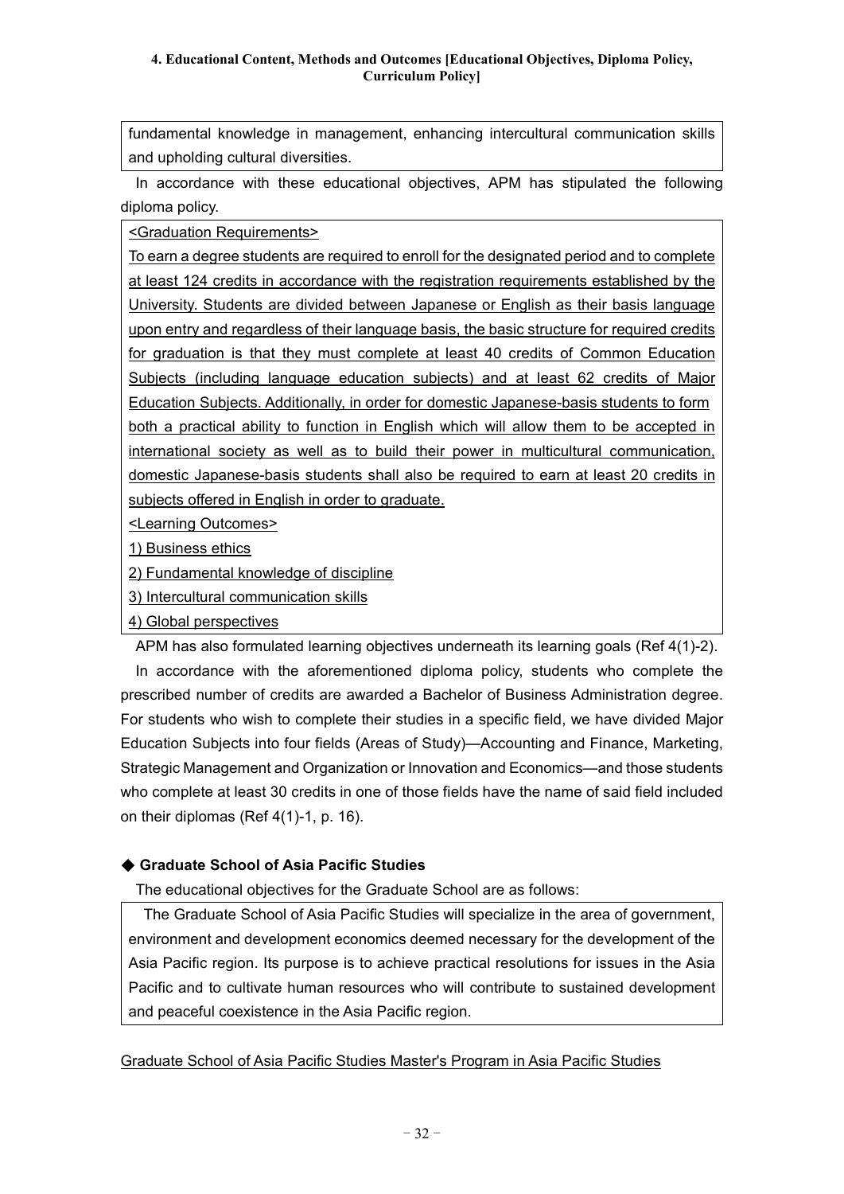fundamental knowledge in management, enhancing intercultural communication skills and upholding cultural diversities.

In accordance with these educational objectives, APM has stipulated the following diploma policy.

<Graduation Requirements>

To earn a degree students are required to enroll for the designated period and to complete at least 124 credits in accordance with the registration requirements established by the University. Students are divided between Japanese or English as their basis language upon entry and regardless of their language basis, the basic structure for required credits for graduation is that they must complete at least 40 credits of Common Education Subjects (including language education subjects) and at least 62 credits of Major Education Subjects. Additionally, in order for domestic Japanese-basis students to form both a practical ability to function in English which will allow them to be accepted in international society as well as to build their power in multicultural communication, domestic Japanese-basis students shall also be required to earn at least 20 credits in subjects offered in English in order to graduate.

<Learning Outcomes>

1) Business ethics

2) Fundamental knowledge of discipline

3) Intercultural communication skills

4) Global perspectives

APM has also formulated learning objectives underneath its learning goals (Ref 4(1)-2).

In accordance with the aforementioned diploma policy, students who complete the prescribed number of credits are awarded a Bachelor of Business Administration degree. For students who wish to complete their studies in a specific field, we have divided Major Education Subjects into four fields (Areas of Study)—Accounting and Finance, Marketing, Strategic Management and Organization or Innovation and Economics—and those students who complete at least 30 credits in one of those fields have the name of said field included on their diplomas (Ref 4(1)-1, p. 16).

### ◆ Graduate School of Asia Pacific Studies

The educational objectives for the Graduate School are as follows:

The Graduate School of Asia Pacific Studies will specialize in the area of government, environment and development economics deemed necessary for the development of the Asia Pacific region. Its purpose is to achieve practical resolutions for issues in the Asia Pacific and to cultivate human resources who will contribute to sustained development and peaceful coexistence in the Asia Pacific region.

Graduate School of Asia Pacific Studies Master's Program in Asia Pacific Studies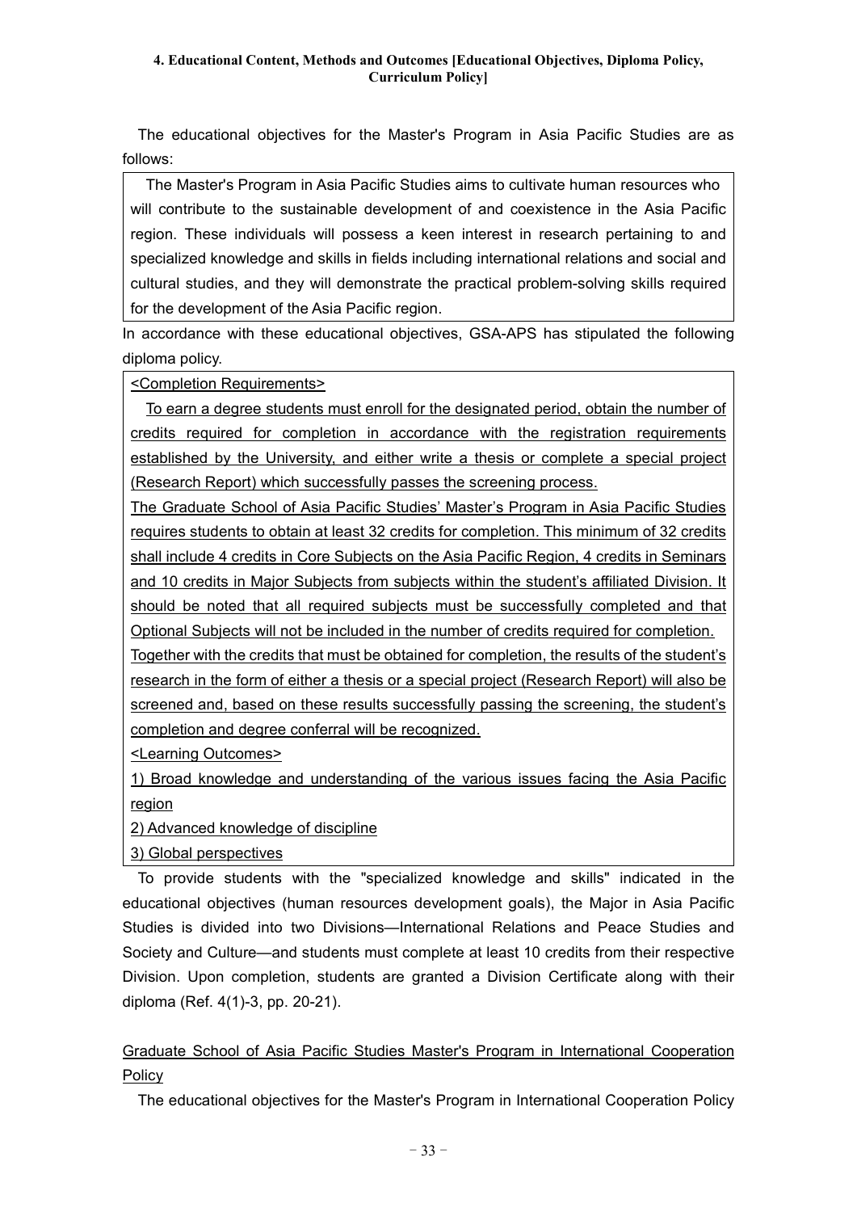#### 4. Educational Content, Methods and Outcomes [Educational Objectives, Diploma Policy, Curriculum Policy]

The educational objectives for the Master's Program in Asia Pacific Studies are as follows:

> The Master's Program in Asia Pacific Studies aims to cultivate human resources who will contribute to the sustainable development of and coexistence in the Asia Pacific region. These individuals will possess a keen interest in research pertaining to and specialized knowledge and skills in fields including international relations and social and cultural studies, and they will demonstrate the practical problem-solving skills required for the development of the Asia Pacific region.

In accordance with these educational objectives, GSA-APS has stipulated the following diploma policy.

> <Completion Requirements>
>
> To earn a degree students must enroll for the designated period, obtain the number of credits required for completion in accordance with the registration requirements established by the University, and either write a thesis or complete a special project (Research Report) which successfully passes the screening process.
>
> The Graduate School of Asia Pacific Studies' Master's Program in Asia Pacific Studies requires students to obtain at least 32 credits for completion. This minimum of 32 credits shall include 4 credits in Core Subjects on the Asia Pacific Region, 4 credits in Seminars and 10 credits in Major Subjects from subjects within the student's affiliated Division. It should be noted that all required subjects must be successfully completed and that Optional Subjects will not be included in the number of credits required for completion.
>
> Together with the credits that must be obtained for completion, the results of the student's research in the form of either a thesis or a special project (Research Report) will also be screened and, based on these results successfully passing the screening, the student's completion and degree conferral will be recognized.
>
> <Learning Outcomes>
>
> 1) Broad knowledge and understanding of the various issues facing the Asia Pacific region
>
> 2) Advanced knowledge of discipline
>
> 3) Global perspectives

To provide students with the "specialized knowledge and skills" indicated in the educational objectives (human resources development goals), the Major in Asia Pacific Studies is divided into two Divisions—International Relations and Peace Studies and Society and Culture—and students must complete at least 10 credits from their respective Division. Upon completion, students are granted a Division Certificate along with their diploma (Ref. 4(1)-3, pp. 20-21).

Graduate School of Asia Pacific Studies Master's Program in International Cooperation Policy

The educational objectives for the Master's Program in International Cooperation Policy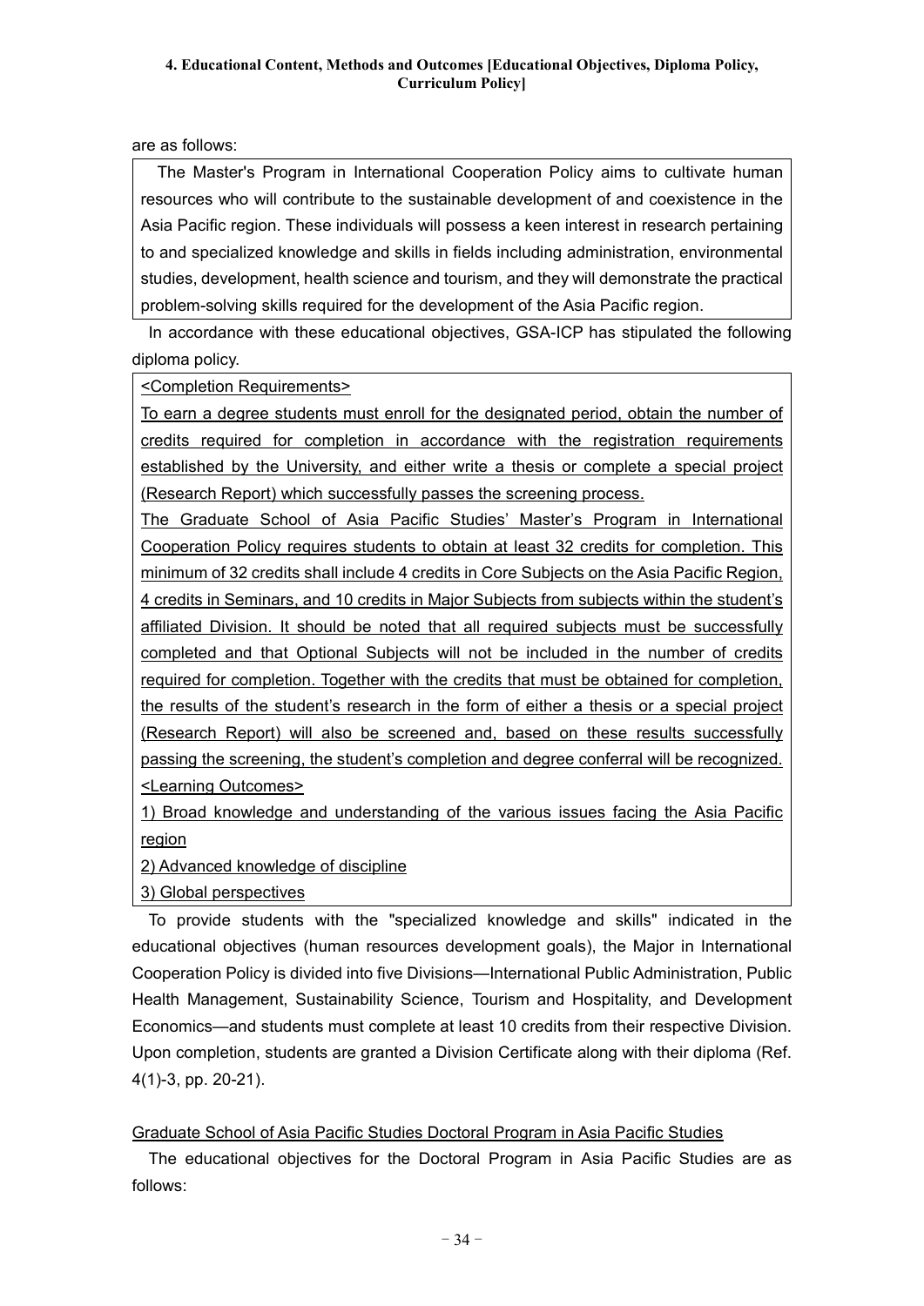are as follows:

> The Master's Program in International Cooperation Policy aims to cultivate human resources who will contribute to the sustainable development of and coexistence in the Asia Pacific region. These individuals will possess a keen interest in research pertaining to and specialized knowledge and skills in fields including administration, environmental studies, development, health science and tourism, and they will demonstrate the practical problem-solving skills required for the development of the Asia Pacific region.

In accordance with these educational objectives, GSA-ICP has stipulated the following diploma policy.

> <u>&lt;Completion Requirements&gt;</u>
>
> <u>To earn a degree students must enroll for the designated period, obtain the number of credits required for completion in accordance with the registration requirements established by the University, and either write a thesis or complete a special project (Research Report) which successfully passes the screening process.</u>
>
> <u>The Graduate School of Asia Pacific Studies' Master's Program in International Cooperation Policy requires students to obtain at least 32 credits for completion. This minimum of 32 credits shall include 4 credits in Core Subjects on the Asia Pacific Region, 4 credits in Seminars, and 10 credits in Major Subjects from subjects within the student's affiliated Division. It should be noted that all required subjects must be successfully completed and that Optional Subjects will not be included in the number of credits required for completion. Together with the credits that must be obtained for completion, the results of the student's research in the form of either a thesis or a special project (Research Report) will also be screened and, based on these results successfully passing the screening, the student's completion and degree conferral will be recognized.</u>
>
> <u>&lt;Learning Outcomes&gt;</u>
>
> <u>1) Broad knowledge and understanding of the various issues facing the Asia Pacific region</u>
>
> <u>2) Advanced knowledge of discipline</u>
>
> <u>3) Global perspectives</u>

To provide students with the "specialized knowledge and skills" indicated in the educational objectives (human resources development goals), the Major in International Cooperation Policy is divided into five Divisions—International Public Administration, Public Health Management, Sustainability Science, Tourism and Hospitality, and Development Economics—and students must complete at least 10 credits from their respective Division. Upon completion, students are granted a Division Certificate along with their diploma (Ref. 4(1)-3, pp. 20-21).

<u>Graduate School of Asia Pacific Studies Doctoral Program in Asia Pacific Studies</u>

The educational objectives for the Doctoral Program in Asia Pacific Studies are as follows: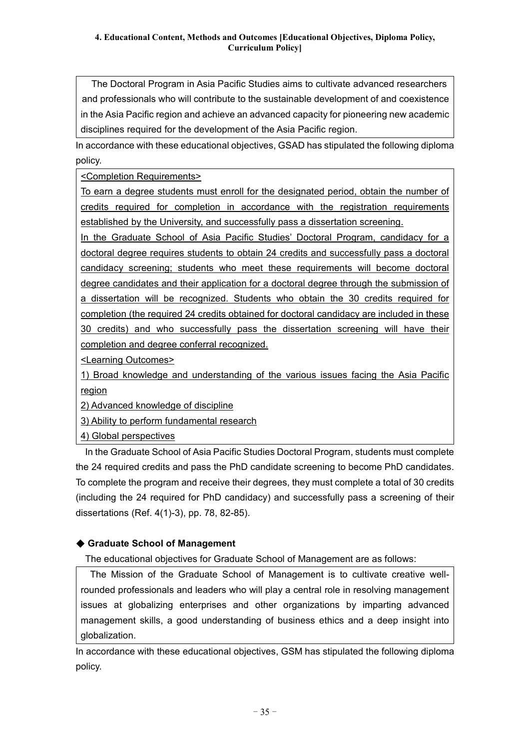**4. Educational Content, Methods and Outcomes [Educational Objectives, Diploma Policy, Curriculum Policy]**

> The Doctoral Program in Asia Pacific Studies aims to cultivate advanced researchers and professionals who will contribute to the sustainable development of and coexistence in the Asia Pacific region and achieve an advanced capacity for pioneering new academic disciplines required for the development of the Asia Pacific region.

In accordance with these educational objectives, GSAD has stipulated the following diploma policy.

> <Completion Requirements>
>
> To earn a degree students must enroll for the designated period, obtain the number of credits required for completion in accordance with the registration requirements established by the University, and successfully pass a dissertation screening.
>
> In the Graduate School of Asia Pacific Studies' Doctoral Program, candidacy for a doctoral degree requires students to obtain 24 credits and successfully pass a doctoral candidacy screening; students who meet these requirements will become doctoral degree candidates and their application for a doctoral degree through the submission of a dissertation will be recognized. Students who obtain the 30 credits required for completion (the required 24 credits obtained for doctoral candidacy are included in these 30 credits) and who successfully pass the dissertation screening will have their completion and degree conferral recognized.
>
> <Learning Outcomes>
>
> 1) Broad knowledge and understanding of the various issues facing the Asia Pacific region
>
> 2) Advanced knowledge of discipline
>
> 3) Ability to perform fundamental research
>
> 4) Global perspectives

In the Graduate School of Asia Pacific Studies Doctoral Program, students must complete the 24 required credits and pass the PhD candidate screening to become PhD candidates. To complete the program and receive their degrees, they must complete a total of 30 credits (including the 24 required for PhD candidacy) and successfully pass a screening of their dissertations (Ref. 4(1)-3), pp. 78, 82-85).

### ◆ Graduate School of Management

The educational objectives for Graduate School of Management are as follows:

> The Mission of the Graduate School of Management is to cultivate creative well-rounded professionals and leaders who will play a central role in resolving management issues at globalizing enterprises and other organizations by imparting advanced management skills, a good understanding of business ethics and a deep insight into globalization.

In accordance with these educational objectives, GSM has stipulated the following diploma policy.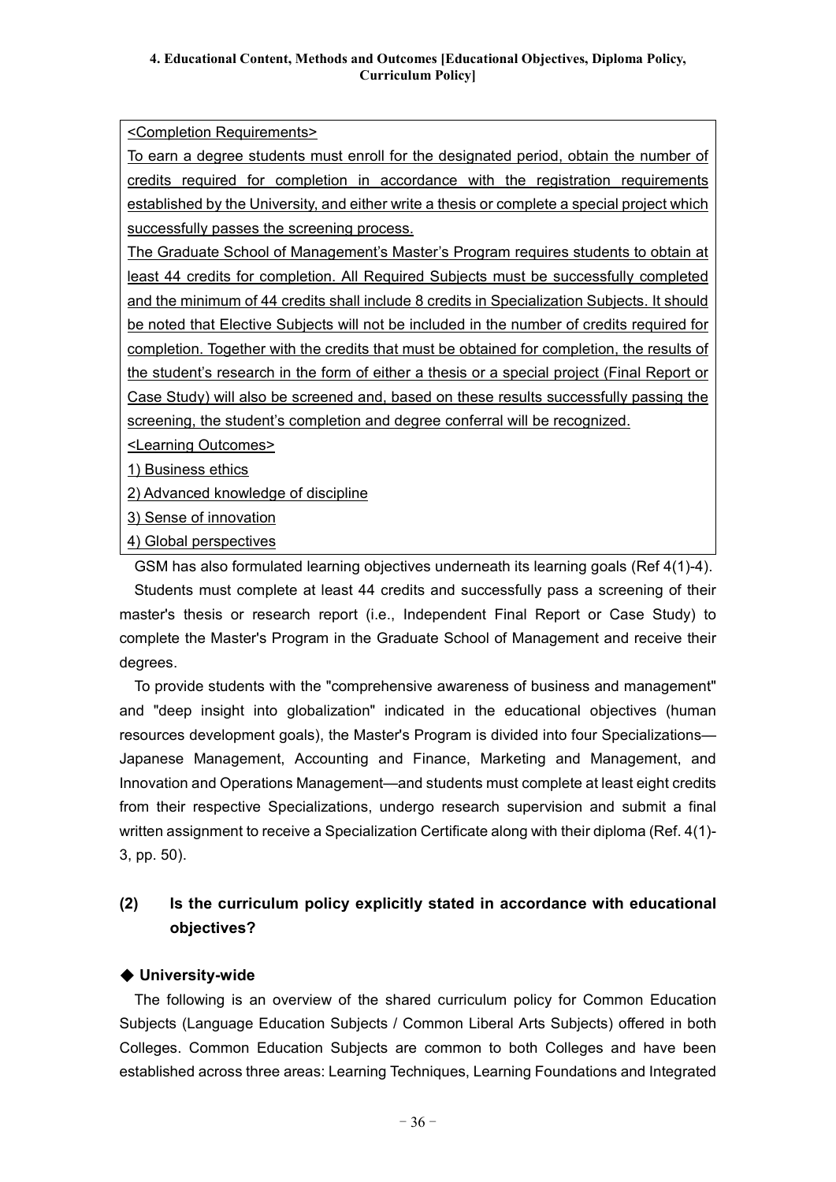<Completion Requirements>

To earn a degree students must enroll for the designated period, obtain the number of credits required for completion in accordance with the registration requirements established by the University, and either write a thesis or complete a special project which successfully passes the screening process.

The Graduate School of Management's Master's Program requires students to obtain at least 44 credits for completion. All Required Subjects must be successfully completed and the minimum of 44 credits shall include 8 credits in Specialization Subjects. It should be noted that Elective Subjects will not be included in the number of credits required for completion. Together with the credits that must be obtained for completion, the results of the student's research in the form of either a thesis or a special project (Final Report or Case Study) will also be screened and, based on these results successfully passing the screening, the student's completion and degree conferral will be recognized.

<Learning Outcomes>

1) Business ethics

2) Advanced knowledge of discipline

3) Sense of innovation

4) Global perspectives

GSM has also formulated learning objectives underneath its learning goals (Ref 4(1)-4).

Students must complete at least 44 credits and successfully pass a screening of their master's thesis or research report (i.e., Independent Final Report or Case Study) to complete the Master's Program in the Graduate School of Management and receive their degrees.

To provide students with the "comprehensive awareness of business and management" and "deep insight into globalization" indicated in the educational objectives (human resources development goals), the Master's Program is divided into four Specializations—Japanese Management, Accounting and Finance, Marketing and Management, and Innovation and Operations Management—and students must complete at least eight credits from their respective Specializations, undergo research supervision and submit a final written assignment to receive a Specialization Certificate along with their diploma (Ref. 4(1)-3, pp. 50).

## (2) Is the curriculum policy explicitly stated in accordance with educational objectives?

### ◆ University-wide

The following is an overview of the shared curriculum policy for Common Education Subjects (Language Education Subjects / Common Liberal Arts Subjects) offered in both Colleges. Common Education Subjects are common to both Colleges and have been established across three areas: Learning Techniques, Learning Foundations and Integrated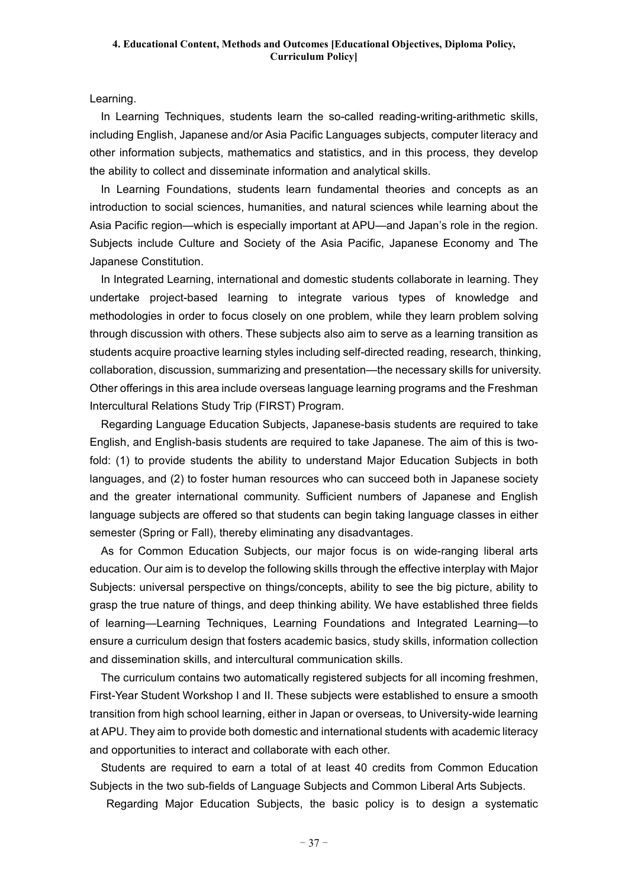Learning.

In Learning Techniques, students learn the so-called reading-writing-arithmetic skills, including English, Japanese and/or Asia Pacific Languages subjects, computer literacy and other information subjects, mathematics and statistics, and in this process, they develop the ability to collect and disseminate information and analytical skills.

In Learning Foundations, students learn fundamental theories and concepts as an introduction to social sciences, humanities, and natural sciences while learning about the Asia Pacific region—which is especially important at APU—and Japan's role in the region. Subjects include Culture and Society of the Asia Pacific, Japanese Economy and The Japanese Constitution.

In Integrated Learning, international and domestic students collaborate in learning. They undertake project-based learning to integrate various types of knowledge and methodologies in order to focus closely on one problem, while they learn problem solving through discussion with others. These subjects also aim to serve as a learning transition as students acquire proactive learning styles including self-directed reading, research, thinking, collaboration, discussion, summarizing and presentation—the necessary skills for university. Other offerings in this area include overseas language learning programs and the Freshman Intercultural Relations Study Trip (FIRST) Program.

Regarding Language Education Subjects, Japanese-basis students are required to take English, and English-basis students are required to take Japanese. The aim of this is two-fold: (1) to provide students the ability to understand Major Education Subjects in both languages, and (2) to foster human resources who can succeed both in Japanese society and the greater international community. Sufficient numbers of Japanese and English language subjects are offered so that students can begin taking language classes in either semester (Spring or Fall), thereby eliminating any disadvantages.

As for Common Education Subjects, our major focus is on wide-ranging liberal arts education. Our aim is to develop the following skills through the effective interplay with Major Subjects: universal perspective on things/concepts, ability to see the big picture, ability to grasp the true nature of things, and deep thinking ability. We have established three fields of learning—Learning Techniques, Learning Foundations and Integrated Learning—to ensure a curriculum design that fosters academic basics, study skills, information collection and dissemination skills, and intercultural communication skills.

The curriculum contains two automatically registered subjects for all incoming freshmen, First-Year Student Workshop I and II. These subjects were established to ensure a smooth transition from high school learning, either in Japan or overseas, to University-wide learning at APU. They aim to provide both domestic and international students with academic literacy and opportunities to interact and collaborate with each other.

Students are required to earn a total of at least 40 credits from Common Education Subjects in the two sub-fields of Language Subjects and Common Liberal Arts Subjects.

Regarding Major Education Subjects, the basic policy is to design a systematic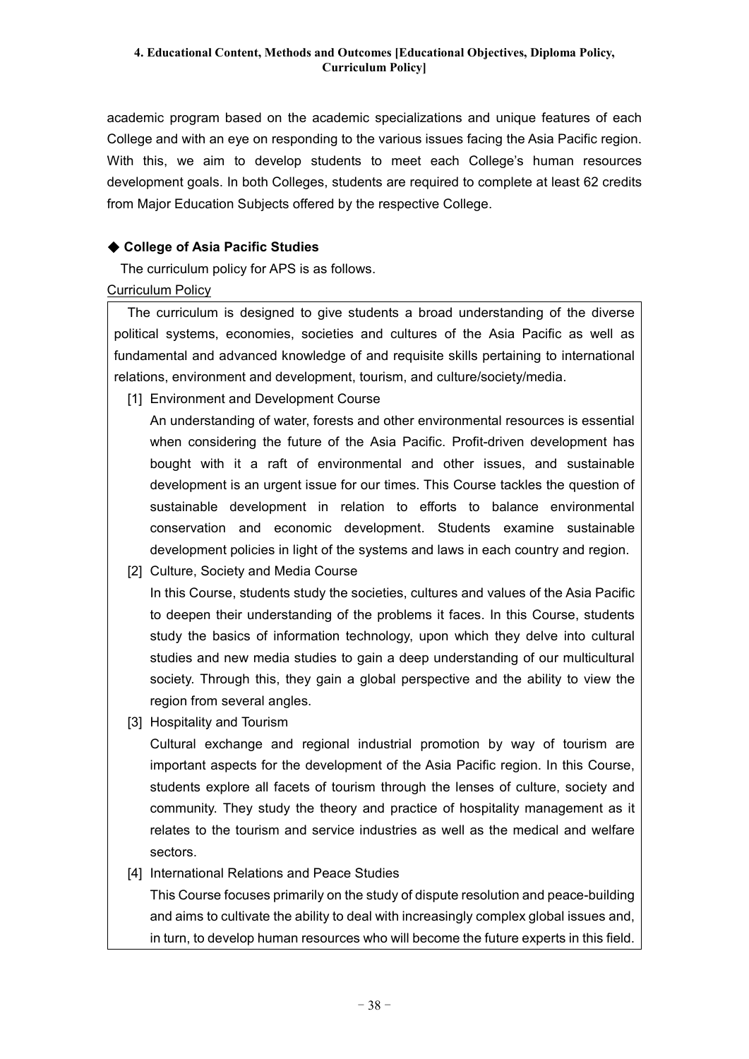academic program based on the academic specializations and unique features of each College and with an eye on responding to the various issues facing the Asia Pacific region. With this, we aim to develop students to meet each College's human resources development goals. In both Colleges, students are required to complete at least 62 credits from Major Education Subjects offered by the respective College.

### ◆ College of Asia Pacific Studies

The curriculum policy for APS is as follows.

Curriculum Policy

The curriculum is designed to give students a broad understanding of the diverse political systems, economies, societies and cultures of the Asia Pacific as well as fundamental and advanced knowledge of and requisite skills pertaining to international relations, environment and development, tourism, and culture/society/media.

[1] Environment and Development Course

An understanding of water, forests and other environmental resources is essential when considering the future of the Asia Pacific. Profit-driven development has bought with it a raft of environmental and other issues, and sustainable development is an urgent issue for our times. This Course tackles the question of sustainable development in relation to efforts to balance environmental conservation and economic development. Students examine sustainable development policies in light of the systems and laws in each country and region.

[2] Culture, Society and Media Course

In this Course, students study the societies, cultures and values of the Asia Pacific to deepen their understanding of the problems it faces. In this Course, students study the basics of information technology, upon which they delve into cultural studies and new media studies to gain a deep understanding of our multicultural society. Through this, they gain a global perspective and the ability to view the region from several angles.

[3] Hospitality and Tourism

Cultural exchange and regional industrial promotion by way of tourism are important aspects for the development of the Asia Pacific region. In this Course, students explore all facets of tourism through the lenses of culture, society and community. They study the theory and practice of hospitality management as it relates to the tourism and service industries as well as the medical and welfare sectors.

[4] International Relations and Peace Studies

This Course focuses primarily on the study of dispute resolution and peace-building and aims to cultivate the ability to deal with increasingly complex global issues and, in turn, to develop human resources who will become the future experts in this field.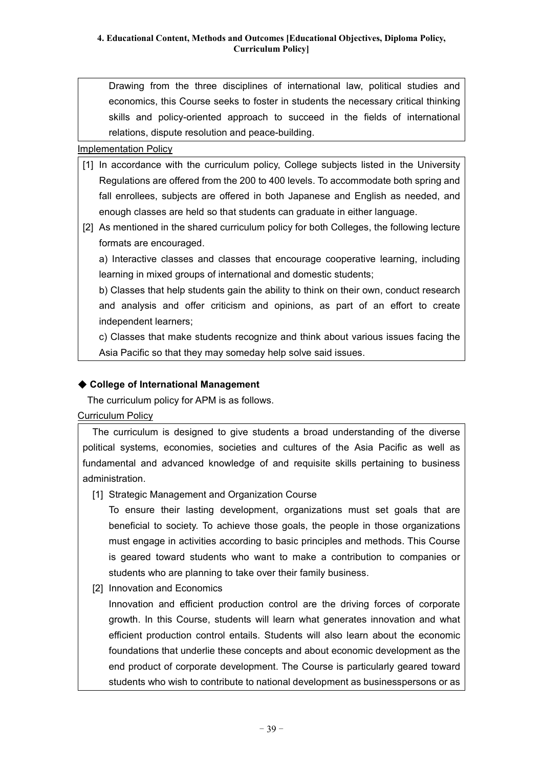Drawing from the three disciplines of international law, political studies and economics, this Course seeks to foster in students the necessary critical thinking skills and policy-oriented approach to succeed in the fields of international relations, dispute resolution and peace-building.

Implementation Policy

[1] In accordance with the curriculum policy, College subjects listed in the University Regulations are offered from the 200 to 400 levels. To accommodate both spring and fall enrollees, subjects are offered in both Japanese and English as needed, and enough classes are held so that students can graduate in either language.

[2] As mentioned in the shared curriculum policy for both Colleges, the following lecture formats are encouraged.

a) Interactive classes and classes that encourage cooperative learning, including learning in mixed groups of international and domestic students;

b) Classes that help students gain the ability to think on their own, conduct research and analysis and offer criticism and opinions, as part of an effort to create independent learners;

c) Classes that make students recognize and think about various issues facing the Asia Pacific so that they may someday help solve said issues.

### ◆ College of International Management

The curriculum policy for APM is as follows.

Curriculum Policy

The curriculum is designed to give students a broad understanding of the diverse political systems, economies, societies and cultures of the Asia Pacific as well as fundamental and advanced knowledge of and requisite skills pertaining to business administration.

[1] Strategic Management and Organization Course

To ensure their lasting development, organizations must set goals that are beneficial to society. To achieve those goals, the people in those organizations must engage in activities according to basic principles and methods. This Course is geared toward students who want to make a contribution to companies or students who are planning to take over their family business.

[2] Innovation and Economics

Innovation and efficient production control are the driving forces of corporate growth. In this Course, students will learn what generates innovation and what efficient production control entails. Students will also learn about the economic foundations that underlie these concepts and about economic development as the end product of corporate development. The Course is particularly geared toward students who wish to contribute to national development as businesspersons or as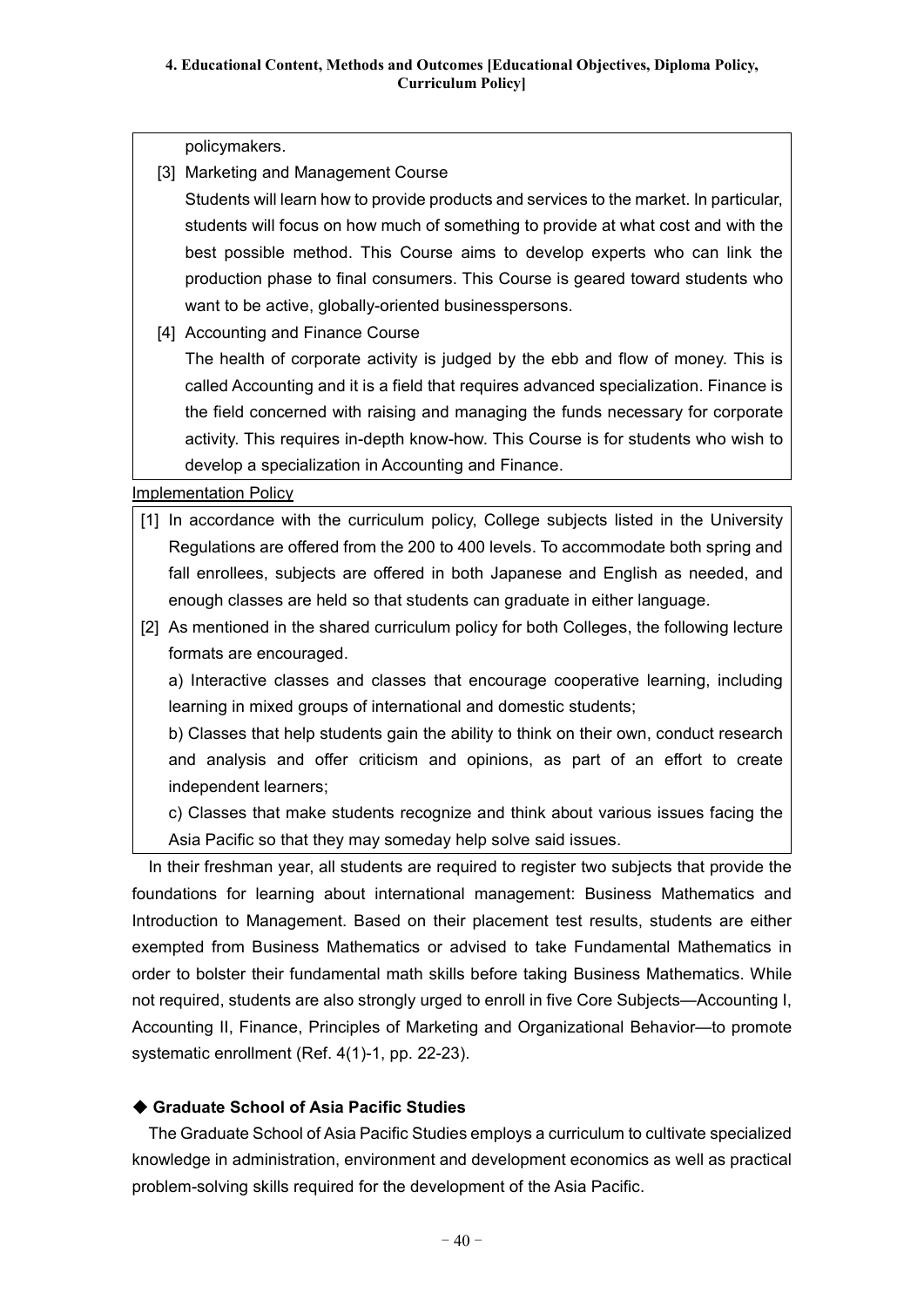policymakers.

[3] Marketing and Management Course

Students will learn how to provide products and services to the market. In particular, students will focus on how much of something to provide at what cost and with the best possible method. This Course aims to develop experts who can link the production phase to final consumers. This Course is geared toward students who want to be active, globally-oriented businesspersons.

[4] Accounting and Finance Course

The health of corporate activity is judged by the ebb and flow of money. This is called Accounting and it is a field that requires advanced specialization. Finance is the field concerned with raising and managing the funds necessary for corporate activity. This requires in-depth know-how. This Course is for students who wish to develop a specialization in Accounting and Finance.

Implementation Policy

[1] In accordance with the curriculum policy, College subjects listed in the University Regulations are offered from the 200 to 400 levels. To accommodate both spring and fall enrollees, subjects are offered in both Japanese and English as needed, and enough classes are held so that students can graduate in either language.

[2] As mentioned in the shared curriculum policy for both Colleges, the following lecture formats are encouraged.

a) Interactive classes and classes that encourage cooperative learning, including learning in mixed groups of international and domestic students;

b) Classes that help students gain the ability to think on their own, conduct research and analysis and offer criticism and opinions, as part of an effort to create independent learners;

c) Classes that make students recognize and think about various issues facing the Asia Pacific so that they may someday help solve said issues.

In their freshman year, all students are required to register two subjects that provide the foundations for learning about international management: Business Mathematics and Introduction to Management. Based on their placement test results, students are either exempted from Business Mathematics or advised to take Fundamental Mathematics in order to bolster their fundamental math skills before taking Business Mathematics. While not required, students are also strongly urged to enroll in five Core Subjects—Accounting I, Accounting II, Finance, Principles of Marketing and Organizational Behavior—to promote systematic enrollment (Ref. 4(1)-1, pp. 22-23).

### ◆ Graduate School of Asia Pacific Studies

The Graduate School of Asia Pacific Studies employs a curriculum to cultivate specialized knowledge in administration, environment and development economics as well as practical problem-solving skills required for the development of the Asia Pacific.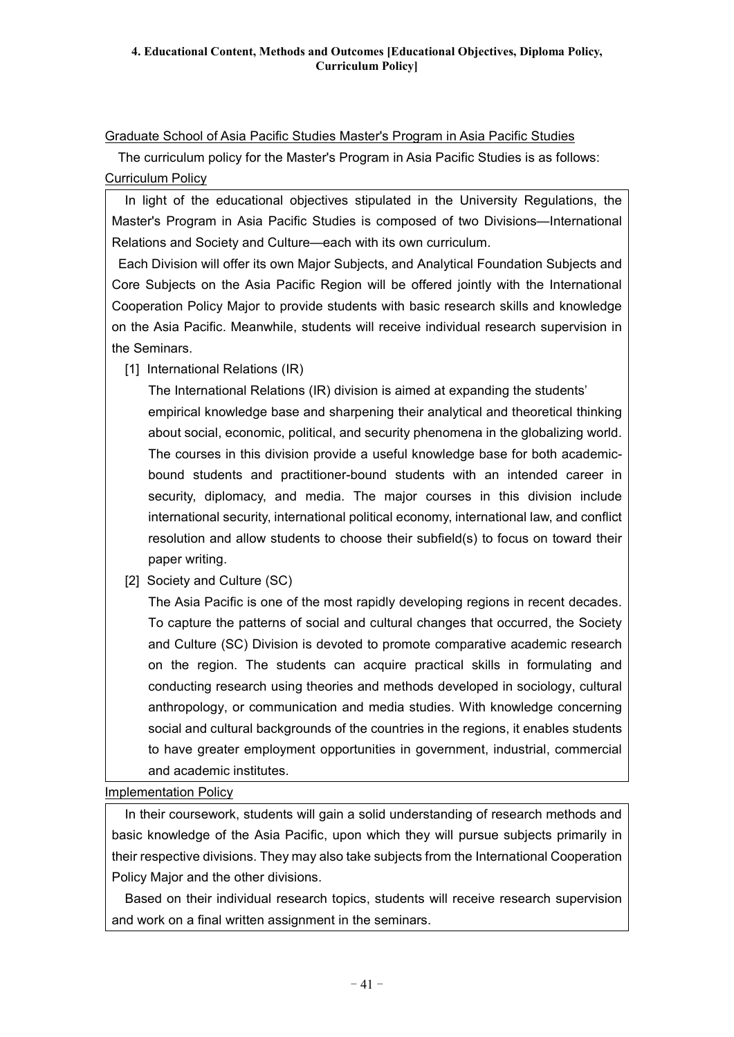#### 4. Educational Content, Methods and Outcomes [Educational Objectives, Diploma Policy, Curriculum Policy]

Graduate School of Asia Pacific Studies Master's Program in Asia Pacific Studies

The curriculum policy for the Master's Program in Asia Pacific Studies is as follows:

Curriculum Policy

In light of the educational objectives stipulated in the University Regulations, the Master's Program in Asia Pacific Studies is composed of two Divisions—International Relations and Society and Culture—each with its own curriculum.

Each Division will offer its own Major Subjects, and Analytical Foundation Subjects and Core Subjects on the Asia Pacific Region will be offered jointly with the International Cooperation Policy Major to provide students with basic research skills and knowledge on the Asia Pacific. Meanwhile, students will receive individual research supervision in the Seminars.

[1] International Relations (IR)

The International Relations (IR) division is aimed at expanding the students' empirical knowledge base and sharpening their analytical and theoretical thinking about social, economic, political, and security phenomena in the globalizing world. The courses in this division provide a useful knowledge base for both academic-bound students and practitioner-bound students with an intended career in security, diplomacy, and media. The major courses in this division include international security, international political economy, international law, and conflict resolution and allow students to choose their subfield(s) to focus on toward their paper writing.

[2] Society and Culture (SC)

The Asia Pacific is one of the most rapidly developing regions in recent decades. To capture the patterns of social and cultural changes that occurred, the Society and Culture (SC) Division is devoted to promote comparative academic research on the region. The students can acquire practical skills in formulating and conducting research using theories and methods developed in sociology, cultural anthropology, or communication and media studies. With knowledge concerning social and cultural backgrounds of the countries in the regions, it enables students to have greater employment opportunities in government, industrial, commercial and academic institutes.

Implementation Policy

In their coursework, students will gain a solid understanding of research methods and basic knowledge of the Asia Pacific, upon which they will pursue subjects primarily in their respective divisions. They may also take subjects from the International Cooperation Policy Major and the other divisions.

Based on their individual research topics, students will receive research supervision and work on a final written assignment in the seminars.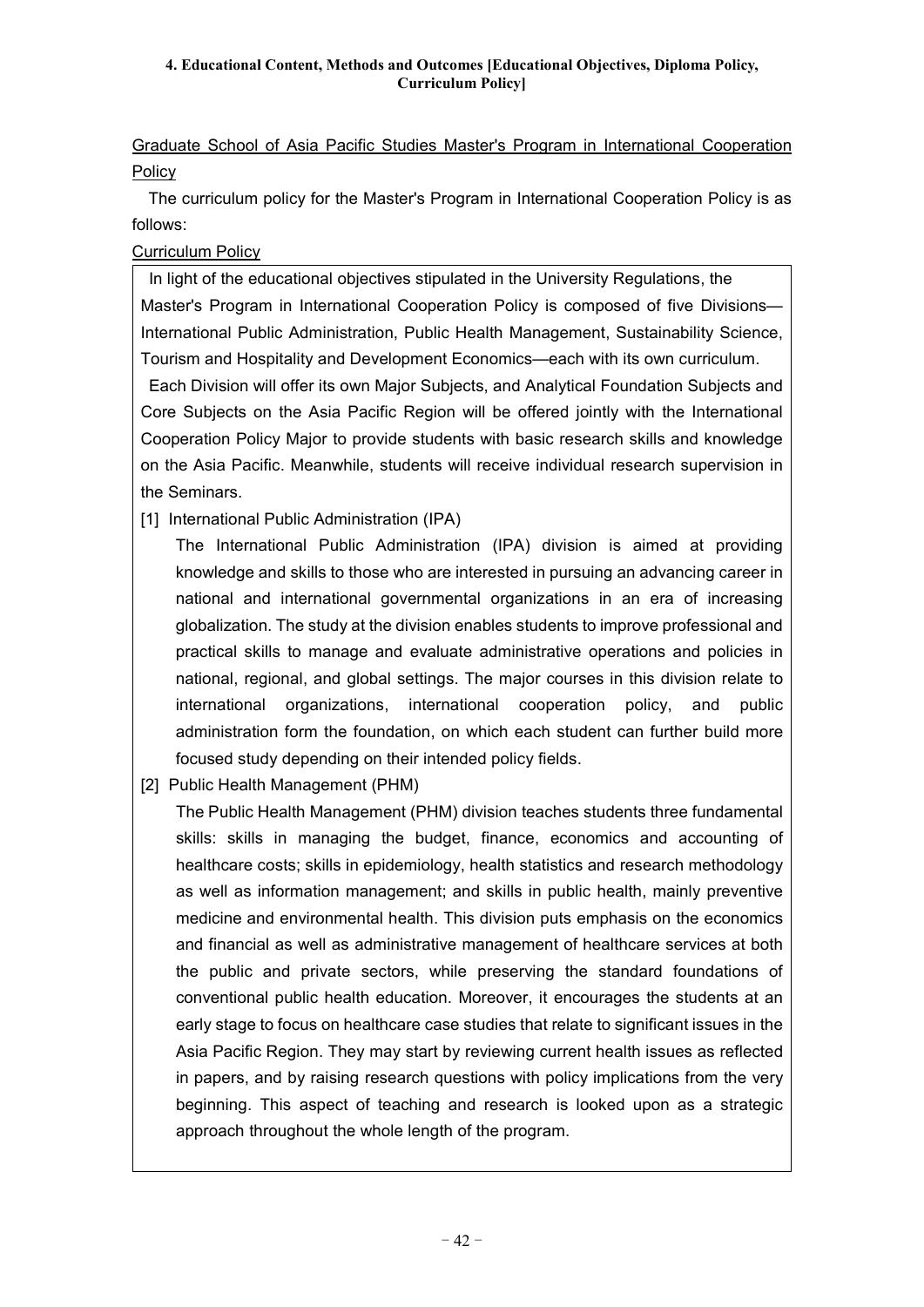**4. Educational Content, Methods and Outcomes [Educational Objectives, Diploma Policy, Curriculum Policy]**

Graduate School of Asia Pacific Studies Master's Program in International Cooperation Policy

The curriculum policy for the Master's Program in International Cooperation Policy is as follows:

Curriculum Policy

In light of the educational objectives stipulated in the University Regulations, the Master's Program in International Cooperation Policy is composed of five Divisions—International Public Administration, Public Health Management, Sustainability Science, Tourism and Hospitality and Development Economics—each with its own curriculum.

Each Division will offer its own Major Subjects, and Analytical Foundation Subjects and Core Subjects on the Asia Pacific Region will be offered jointly with the International Cooperation Policy Major to provide students with basic research skills and knowledge on the Asia Pacific. Meanwhile, students will receive individual research supervision in the Seminars.

[1] International Public Administration (IPA)

The International Public Administration (IPA) division is aimed at providing knowledge and skills to those who are interested in pursuing an advancing career in national and international governmental organizations in an era of increasing globalization. The study at the division enables students to improve professional and practical skills to manage and evaluate administrative operations and policies in national, regional, and global settings. The major courses in this division relate to international organizations, international cooperation policy, and public administration form the foundation, on which each student can further build more focused study depending on their intended policy fields.

[2] Public Health Management (PHM)

The Public Health Management (PHM) division teaches students three fundamental skills: skills in managing the budget, finance, economics and accounting of healthcare costs; skills in epidemiology, health statistics and research methodology as well as information management; and skills in public health, mainly preventive medicine and environmental health. This division puts emphasis on the economics and financial as well as administrative management of healthcare services at both the public and private sectors, while preserving the standard foundations of conventional public health education. Moreover, it encourages the students at an early stage to focus on healthcare case studies that relate to significant issues in the Asia Pacific Region. They may start by reviewing current health issues as reflected in papers, and by raising research questions with policy implications from the very beginning. This aspect of teaching and research is looked upon as a strategic approach throughout the whole length of the program.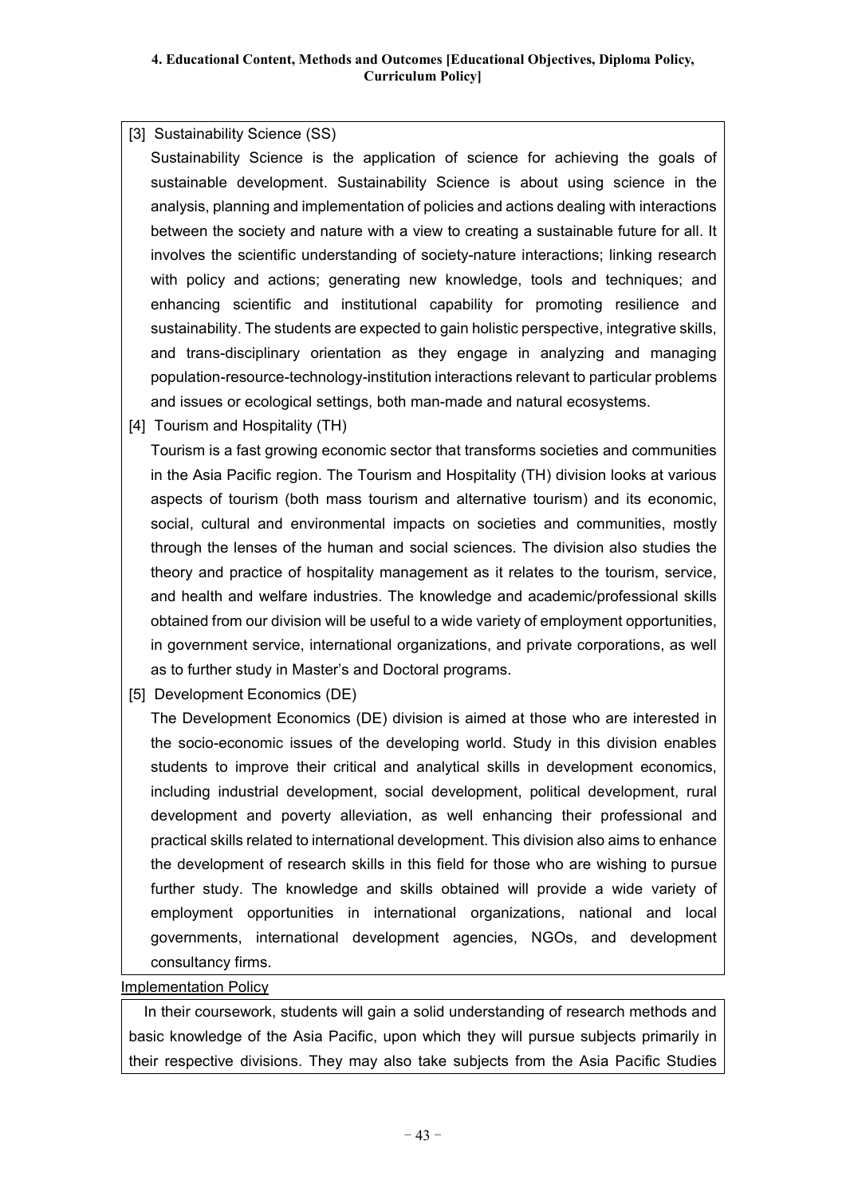**4. Educational Content, Methods and Outcomes [Educational Objectives, Diploma Policy, Curriculum Policy]**

[3] Sustainability Science (SS)

Sustainability Science is the application of science for achieving the goals of sustainable development. Sustainability Science is about using science in the analysis, planning and implementation of policies and actions dealing with interactions between the society and nature with a view to creating a sustainable future for all. It involves the scientific understanding of society-nature interactions; linking research with policy and actions; generating new knowledge, tools and techniques; and enhancing scientific and institutional capability for promoting resilience and sustainability. The students are expected to gain holistic perspective, integrative skills, and trans-disciplinary orientation as they engage in analyzing and managing population-resource-technology-institution interactions relevant to particular problems and issues or ecological settings, both man-made and natural ecosystems.

[4] Tourism and Hospitality (TH)

Tourism is a fast growing economic sector that transforms societies and communities in the Asia Pacific region. The Tourism and Hospitality (TH) division looks at various aspects of tourism (both mass tourism and alternative tourism) and its economic, social, cultural and environmental impacts on societies and communities, mostly through the lenses of the human and social sciences. The division also studies the theory and practice of hospitality management as it relates to the tourism, service, and health and welfare industries. The knowledge and academic/professional skills obtained from our division will be useful to a wide variety of employment opportunities, in government service, international organizations, and private corporations, as well as to further study in Master's and Doctoral programs.

[5] Development Economics (DE)

The Development Economics (DE) division is aimed at those who are interested in the socio-economic issues of the developing world. Study in this division enables students to improve their critical and analytical skills in development economics, including industrial development, social development, political development, rural development and poverty alleviation, as well enhancing their professional and practical skills related to international development. This division also aims to enhance the development of research skills in this field for those who are wishing to pursue further study. The knowledge and skills obtained will provide a wide variety of employment opportunities in international organizations, national and local governments, international development agencies, NGOs, and development consultancy firms.

Implementation Policy

In their coursework, students will gain a solid understanding of research methods and basic knowledge of the Asia Pacific, upon which they will pursue subjects primarily in their respective divisions. They may also take subjects from the Asia Pacific Studies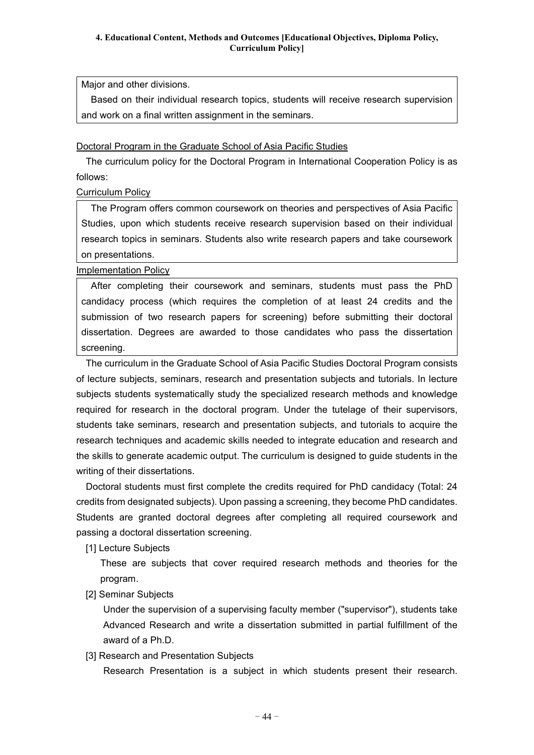Major and other divisions.

Based on their individual research topics, students will receive research supervision and work on a final written assignment in the seminars.

Doctoral Program in the Graduate School of Asia Pacific Studies

The curriculum policy for the Doctoral Program in International Cooperation Policy is as follows:

Curriculum Policy

The Program offers common coursework on theories and perspectives of Asia Pacific Studies, upon which students receive research supervision based on their individual research topics in seminars. Students also write research papers and take coursework on presentations.

Implementation Policy

After completing their coursework and seminars, students must pass the PhD candidacy process (which requires the completion of at least 24 credits and the submission of two research papers for screening) before submitting their doctoral dissertation. Degrees are awarded to those candidates who pass the dissertation screening.

The curriculum in the Graduate School of Asia Pacific Studies Doctoral Program consists of lecture subjects, seminars, research and presentation subjects and tutorials. In lecture subjects students systematically study the specialized research methods and knowledge required for research in the doctoral program. Under the tutelage of their supervisors, students take seminars, research and presentation subjects, and tutorials to acquire the research techniques and academic skills needed to integrate education and research and the skills to generate academic output. The curriculum is designed to guide students in the writing of their dissertations.

Doctoral students must first complete the credits required for PhD candidacy (Total: 24 credits from designated subjects). Upon passing a screening, they become PhD candidates. Students are granted doctoral degrees after completing all required coursework and passing a doctoral dissertation screening.

[1] Lecture Subjects

These are subjects that cover required research methods and theories for the program.

[2] Seminar Subjects

Under the supervision of a supervising faculty member ("supervisor"), students take Advanced Research and write a dissertation submitted in partial fulfillment of the award of a Ph.D.

[3] Research and Presentation Subjects

Research Presentation is a subject in which students present their research.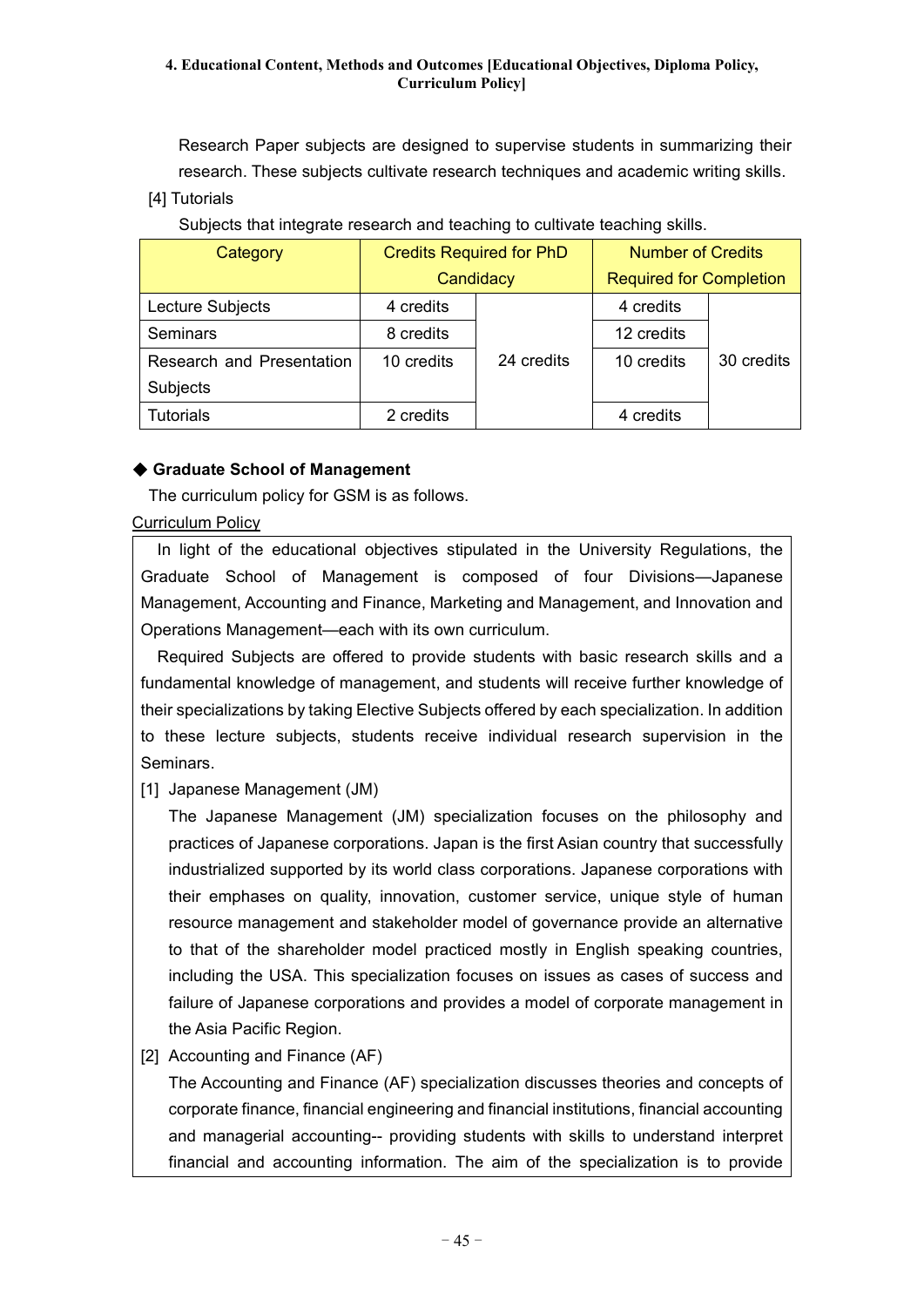Research Paper subjects are designed to supervise students in summarizing their research. These subjects cultivate research techniques and academic writing skills.

[4] Tutorials

Subjects that integrate research and teaching to cultivate teaching skills.

| Category | Credits Required for PhD Candidacy | | Number of Credits Required for Completion | |
|---|---|---|---|---|
| Lecture Subjects | 4 credits | 24 credits | 4 credits | 30 credits |
| Seminars | 8 credits | | 12 credits | |
| Research and Presentation Subjects | 10 credits | | 10 credits | |
| Tutorials | 2 credits | | 4 credits | |

### ◆ Graduate School of Management

The curriculum policy for GSM is as follows.

Curriculum Policy

In light of the educational objectives stipulated in the University Regulations, the Graduate School of Management is composed of four Divisions—Japanese Management, Accounting and Finance, Marketing and Management, and Innovation and Operations Management—each with its own curriculum.

Required Subjects are offered to provide students with basic research skills and a fundamental knowledge of management, and students will receive further knowledge of their specializations by taking Elective Subjects offered by each specialization. In addition to these lecture subjects, students receive individual research supervision in the Seminars.

[1] Japanese Management (JM)

The Japanese Management (JM) specialization focuses on the philosophy and practices of Japanese corporations. Japan is the first Asian country that successfully industrialized supported by its world class corporations. Japanese corporations with their emphases on quality, innovation, customer service, unique style of human resource management and stakeholder model of governance provide an alternative to that of the shareholder model practiced mostly in English speaking countries, including the USA. This specialization focuses on issues as cases of success and failure of Japanese corporations and provides a model of corporate management in the Asia Pacific Region.

[2] Accounting and Finance (AF)

The Accounting and Finance (AF) specialization discusses theories and concepts of corporate finance, financial engineering and financial institutions, financial accounting and managerial accounting-- providing students with skills to understand interpret financial and accounting information. The aim of the specialization is to provide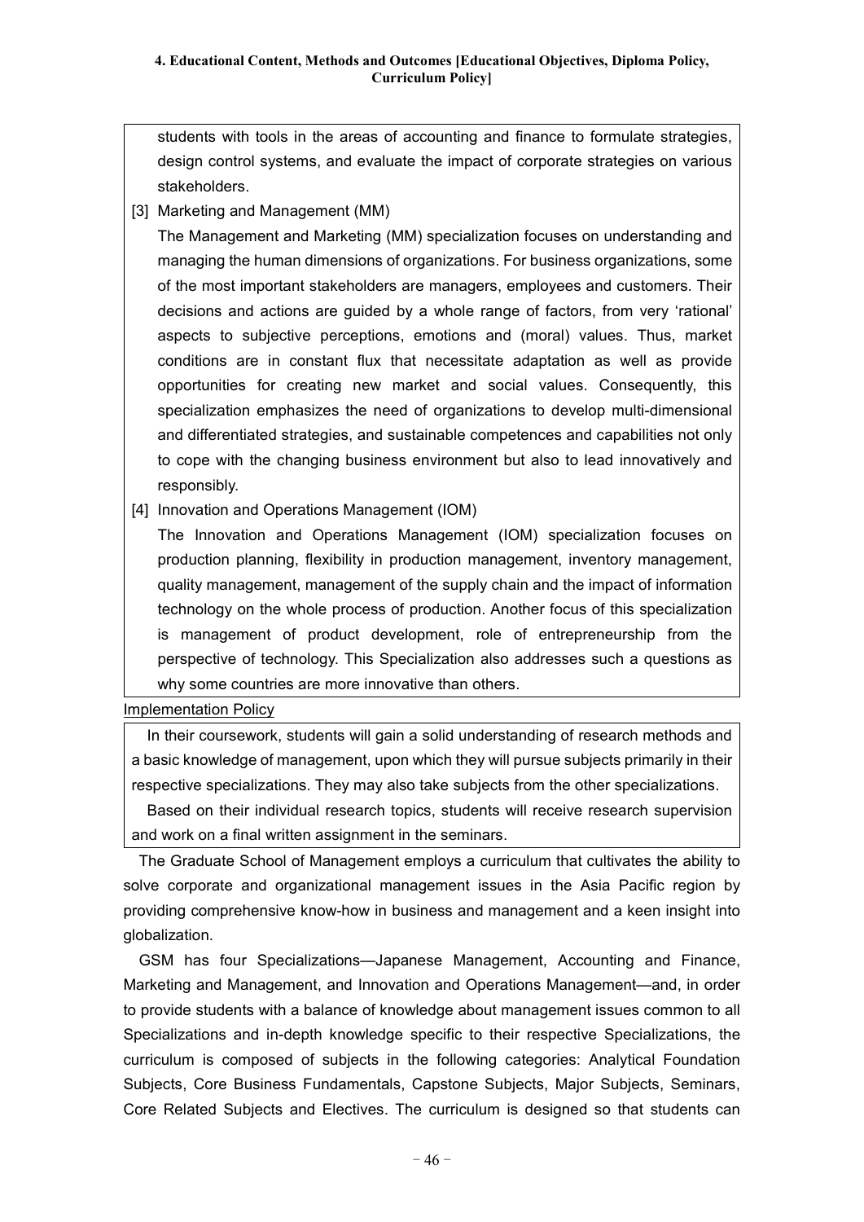students with tools in the areas of accounting and finance to formulate strategies, design control systems, and evaluate the impact of corporate strategies on various stakeholders.

[3] Marketing and Management (MM)

The Management and Marketing (MM) specialization focuses on understanding and managing the human dimensions of organizations. For business organizations, some of the most important stakeholders are managers, employees and customers. Their decisions and actions are guided by a whole range of factors, from very 'rational' aspects to subjective perceptions, emotions and (moral) values. Thus, market conditions are in constant flux that necessitate adaptation as well as provide opportunities for creating new market and social values. Consequently, this specialization emphasizes the need of organizations to develop multi-dimensional and differentiated strategies, and sustainable competences and capabilities not only to cope with the changing business environment but also to lead innovatively and responsibly.

[4] Innovation and Operations Management (IOM)

The Innovation and Operations Management (IOM) specialization focuses on production planning, flexibility in production management, inventory management, quality management, management of the supply chain and the impact of information technology on the whole process of production. Another focus of this specialization is management of product development, role of entrepreneurship from the perspective of technology. This Specialization also addresses such a questions as why some countries are more innovative than others.

Implementation Policy

In their coursework, students will gain a solid understanding of research methods and a basic knowledge of management, upon which they will pursue subjects primarily in their respective specializations. They may also take subjects from the other specializations.

Based on their individual research topics, students will receive research supervision and work on a final written assignment in the seminars.

The Graduate School of Management employs a curriculum that cultivates the ability to solve corporate and organizational management issues in the Asia Pacific region by providing comprehensive know-how in business and management and a keen insight into globalization.

GSM has four Specializations—Japanese Management, Accounting and Finance, Marketing and Management, and Innovation and Operations Management—and, in order to provide students with a balance of knowledge about management issues common to all Specializations and in-depth knowledge specific to their respective Specializations, the curriculum is composed of subjects in the following categories: Analytical Foundation Subjects, Core Business Fundamentals, Capstone Subjects, Major Subjects, Seminars, Core Related Subjects and Electives. The curriculum is designed so that students can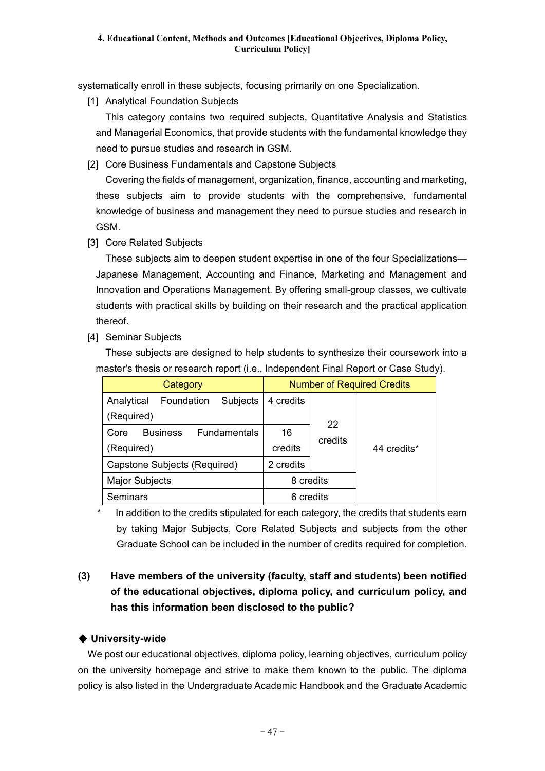systematically enroll in these subjects, focusing primarily on one Specialization.

[1] Analytical Foundation Subjects

This category contains two required subjects, Quantitative Analysis and Statistics and Managerial Economics, that provide students with the fundamental knowledge they need to pursue studies and research in GSM.

[2] Core Business Fundamentals and Capstone Subjects

Covering the fields of management, organization, finance, accounting and marketing, these subjects aim to provide students with the comprehensive, fundamental knowledge of business and management they need to pursue studies and research in GSM.

[3] Core Related Subjects

These subjects aim to deepen student expertise in one of the four Specializations—Japanese Management, Accounting and Finance, Marketing and Management and Innovation and Operations Management. By offering small-group classes, we cultivate students with practical skills by building on their research and the practical application thereof.

[4] Seminar Subjects

These subjects are designed to help students to synthesize their coursework into a master's thesis or research report (i.e., Independent Final Report or Case Study).

| Category | Number of Required Credits | | |
|---|---|---|---|
| Analytical Foundation Subjects (Required) | 4 credits | 22 credits | 44 credits* |
| Core Business Fundamentals (Required) | 16 credits | | |
| Capstone Subjects (Required) | 2 credits | | |
| Major Subjects | 8 credits | | |
| Seminars | 6 credits | | |

\* In addition to the credits stipulated for each category, the credits that students earn by taking Major Subjects, Core Related Subjects and subjects from the other Graduate School can be included in the number of credits required for completion.

## (3) Have members of the university (faculty, staff and students) been notified of the educational objectives, diploma policy, and curriculum policy, and has this information been disclosed to the public?

### ◆ University-wide

We post our educational objectives, diploma policy, learning objectives, curriculum policy on the university homepage and strive to make them known to the public. The diploma policy is also listed in the Undergraduate Academic Handbook and the Graduate Academic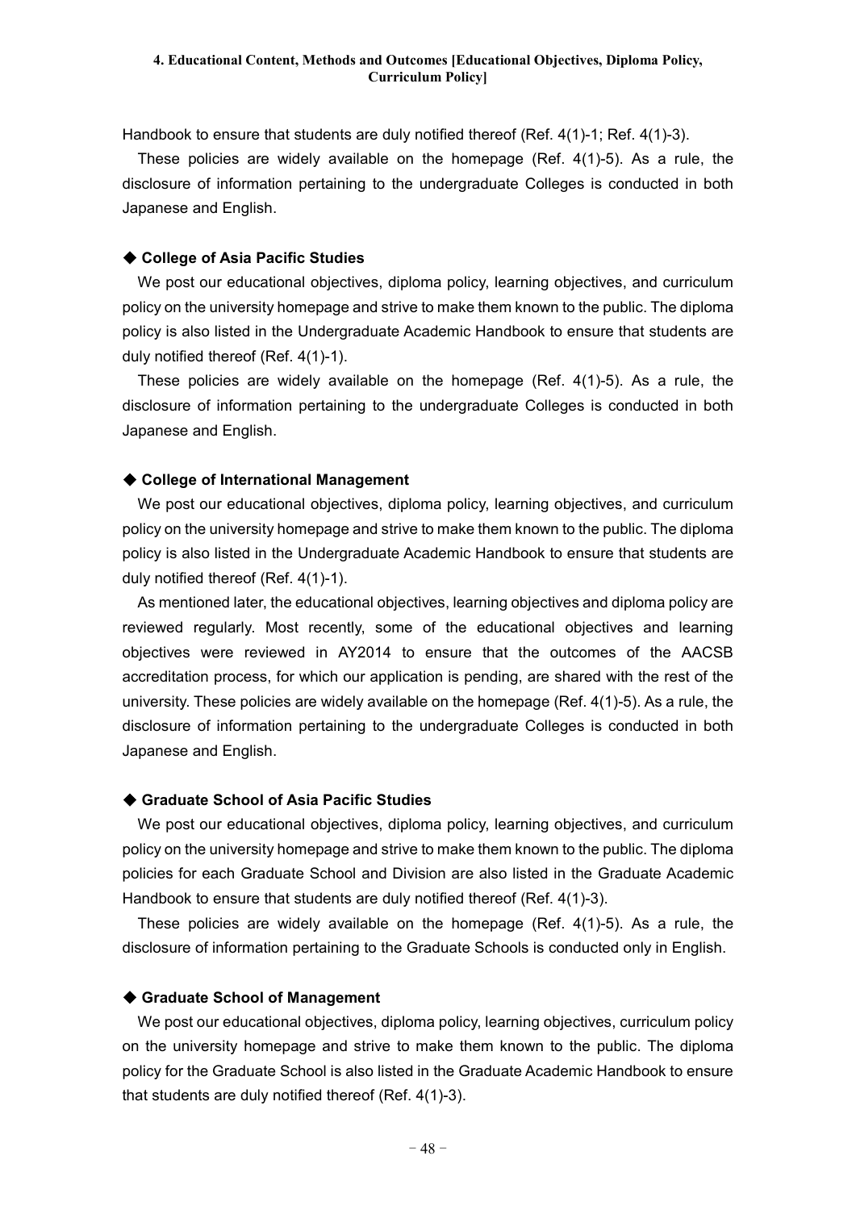Handbook to ensure that students are duly notified thereof (Ref. 4(1)-1; Ref. 4(1)-3).

These policies are widely available on the homepage (Ref. 4(1)-5). As a rule, the disclosure of information pertaining to the undergraduate Colleges is conducted in both Japanese and English.

### ◆ College of Asia Pacific Studies

We post our educational objectives, diploma policy, learning objectives, and curriculum policy on the university homepage and strive to make them known to the public. The diploma policy is also listed in the Undergraduate Academic Handbook to ensure that students are duly notified thereof (Ref. 4(1)-1).

These policies are widely available on the homepage (Ref. 4(1)-5). As a rule, the disclosure of information pertaining to the undergraduate Colleges is conducted in both Japanese and English.

### ◆ College of International Management

We post our educational objectives, diploma policy, learning objectives, and curriculum policy on the university homepage and strive to make them known to the public. The diploma policy is also listed in the Undergraduate Academic Handbook to ensure that students are duly notified thereof (Ref. 4(1)-1).

As mentioned later, the educational objectives, learning objectives and diploma policy are reviewed regularly. Most recently, some of the educational objectives and learning objectives were reviewed in AY2014 to ensure that the outcomes of the AACSB accreditation process, for which our application is pending, are shared with the rest of the university. These policies are widely available on the homepage (Ref. 4(1)-5). As a rule, the disclosure of information pertaining to the undergraduate Colleges is conducted in both Japanese and English.

### ◆ Graduate School of Asia Pacific Studies

We post our educational objectives, diploma policy, learning objectives, and curriculum policy on the university homepage and strive to make them known to the public. The diploma policies for each Graduate School and Division are also listed in the Graduate Academic Handbook to ensure that students are duly notified thereof (Ref. 4(1)-3).

These policies are widely available on the homepage (Ref. 4(1)-5). As a rule, the disclosure of information pertaining to the Graduate Schools is conducted only in English.

### ◆ Graduate School of Management

We post our educational objectives, diploma policy, learning objectives, curriculum policy on the university homepage and strive to make them known to the public. The diploma policy for the Graduate School is also listed in the Graduate Academic Handbook to ensure that students are duly notified thereof (Ref. 4(1)-3).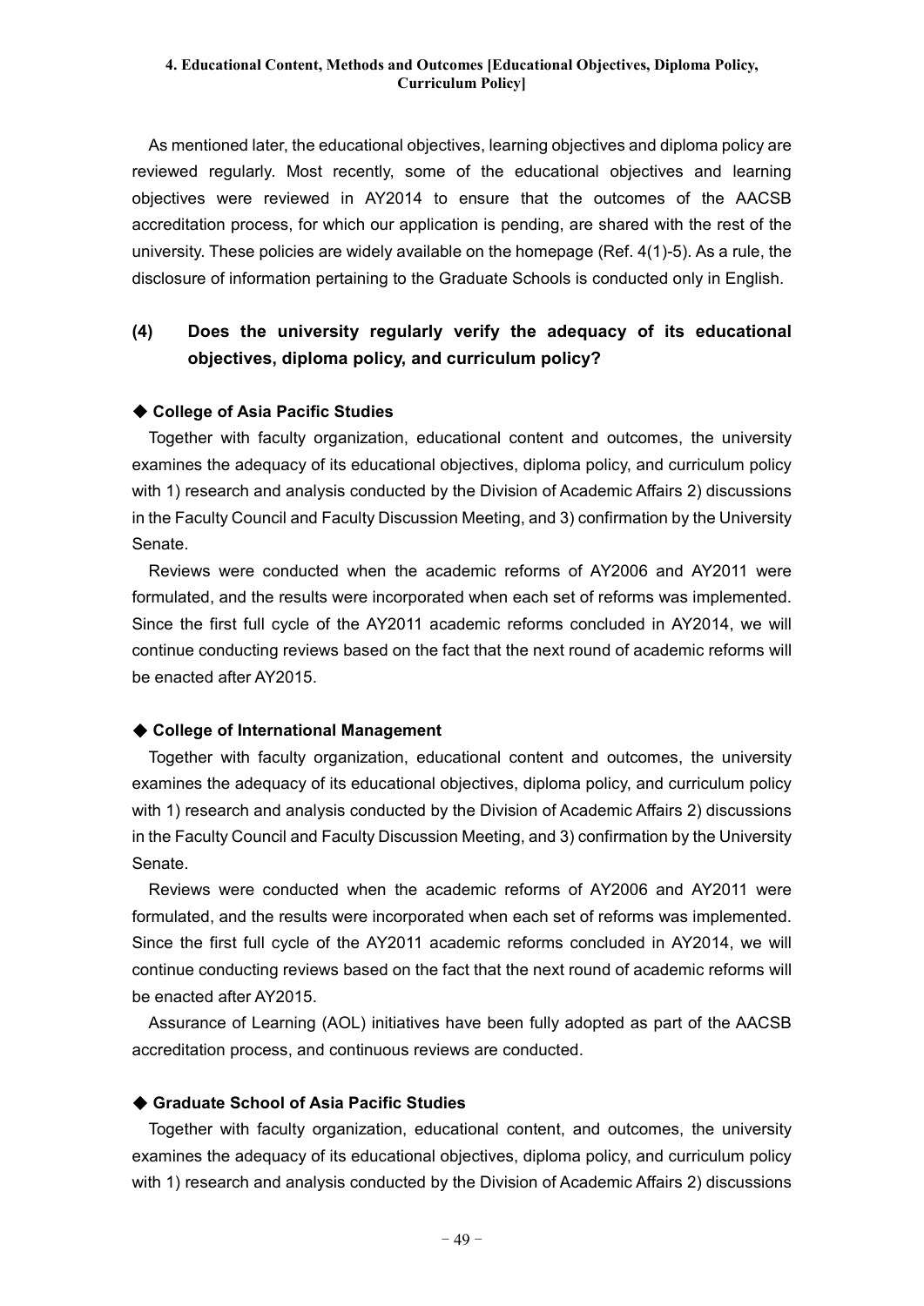As mentioned later, the educational objectives, learning objectives and diploma policy are reviewed regularly. Most recently, some of the educational objectives and learning objectives were reviewed in AY2014 to ensure that the outcomes of the AACSB accreditation process, for which our application is pending, are shared with the rest of the university. These policies are widely available on the homepage (Ref. 4(1)-5). As a rule, the disclosure of information pertaining to the Graduate Schools is conducted only in English.

## (4) Does the university regularly verify the adequacy of its educational objectives, diploma policy, and curriculum policy?

### ◆ College of Asia Pacific Studies

Together with faculty organization, educational content and outcomes, the university examines the adequacy of its educational objectives, diploma policy, and curriculum policy with 1) research and analysis conducted by the Division of Academic Affairs 2) discussions in the Faculty Council and Faculty Discussion Meeting, and 3) confirmation by the University Senate.

Reviews were conducted when the academic reforms of AY2006 and AY2011 were formulated, and the results were incorporated when each set of reforms was implemented. Since the first full cycle of the AY2011 academic reforms concluded in AY2014, we will continue conducting reviews based on the fact that the next round of academic reforms will be enacted after AY2015.

### ◆ College of International Management

Together with faculty organization, educational content and outcomes, the university examines the adequacy of its educational objectives, diploma policy, and curriculum policy with 1) research and analysis conducted by the Division of Academic Affairs 2) discussions in the Faculty Council and Faculty Discussion Meeting, and 3) confirmation by the University Senate.

Reviews were conducted when the academic reforms of AY2006 and AY2011 were formulated, and the results were incorporated when each set of reforms was implemented. Since the first full cycle of the AY2011 academic reforms concluded in AY2014, we will continue conducting reviews based on the fact that the next round of academic reforms will be enacted after AY2015.

Assurance of Learning (AOL) initiatives have been fully adopted as part of the AACSB accreditation process, and continuous reviews are conducted.

### ◆ Graduate School of Asia Pacific Studies

Together with faculty organization, educational content, and outcomes, the university examines the adequacy of its educational objectives, diploma policy, and curriculum policy with 1) research and analysis conducted by the Division of Academic Affairs 2) discussions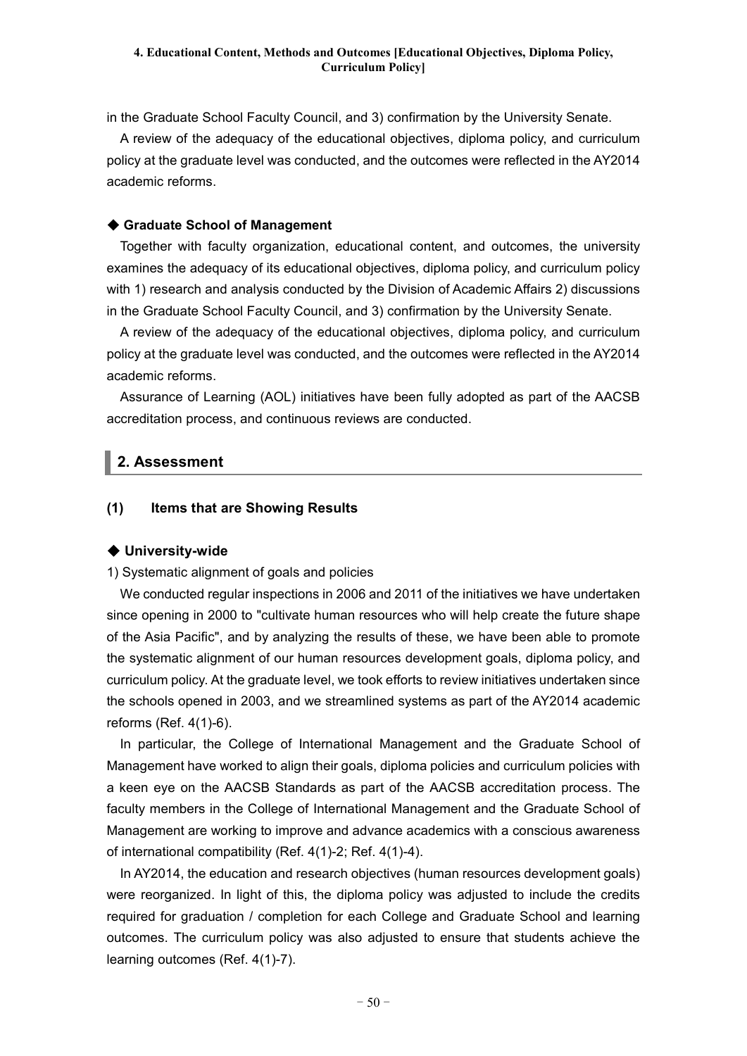in the Graduate School Faculty Council, and 3) confirmation by the University Senate.

A review of the adequacy of the educational objectives, diploma policy, and curriculum policy at the graduate level was conducted, and the outcomes were reflected in the AY2014 academic reforms.

### ◆ Graduate School of Management

Together with faculty organization, educational content, and outcomes, the university examines the adequacy of its educational objectives, diploma policy, and curriculum policy with 1) research and analysis conducted by the Division of Academic Affairs 2) discussions in the Graduate School Faculty Council, and 3) confirmation by the University Senate.

A review of the adequacy of the educational objectives, diploma policy, and curriculum policy at the graduate level was conducted, and the outcomes were reflected in the AY2014 academic reforms.

Assurance of Learning (AOL) initiatives have been fully adopted as part of the AACSB accreditation process, and continuous reviews are conducted.

## 2. Assessment

### (1) Items that are Showing Results

### ◆ University-wide

1) Systematic alignment of goals and policies

We conducted regular inspections in 2006 and 2011 of the initiatives we have undertaken since opening in 2000 to "cultivate human resources who will help create the future shape of the Asia Pacific", and by analyzing the results of these, we have been able to promote the systematic alignment of our human resources development goals, diploma policy, and curriculum policy. At the graduate level, we took efforts to review initiatives undertaken since the schools opened in 2003, and we streamlined systems as part of the AY2014 academic reforms (Ref. 4(1)-6).

In particular, the College of International Management and the Graduate School of Management have worked to align their goals, diploma policies and curriculum policies with a keen eye on the AACSB Standards as part of the AACSB accreditation process. The faculty members in the College of International Management and the Graduate School of Management are working to improve and advance academics with a conscious awareness of international compatibility (Ref. 4(1)-2; Ref. 4(1)-4).

In AY2014, the education and research objectives (human resources development goals) were reorganized. In light of this, the diploma policy was adjusted to include the credits required for graduation / completion for each College and Graduate School and learning outcomes. The curriculum policy was also adjusted to ensure that students achieve the learning outcomes (Ref. 4(1)-7).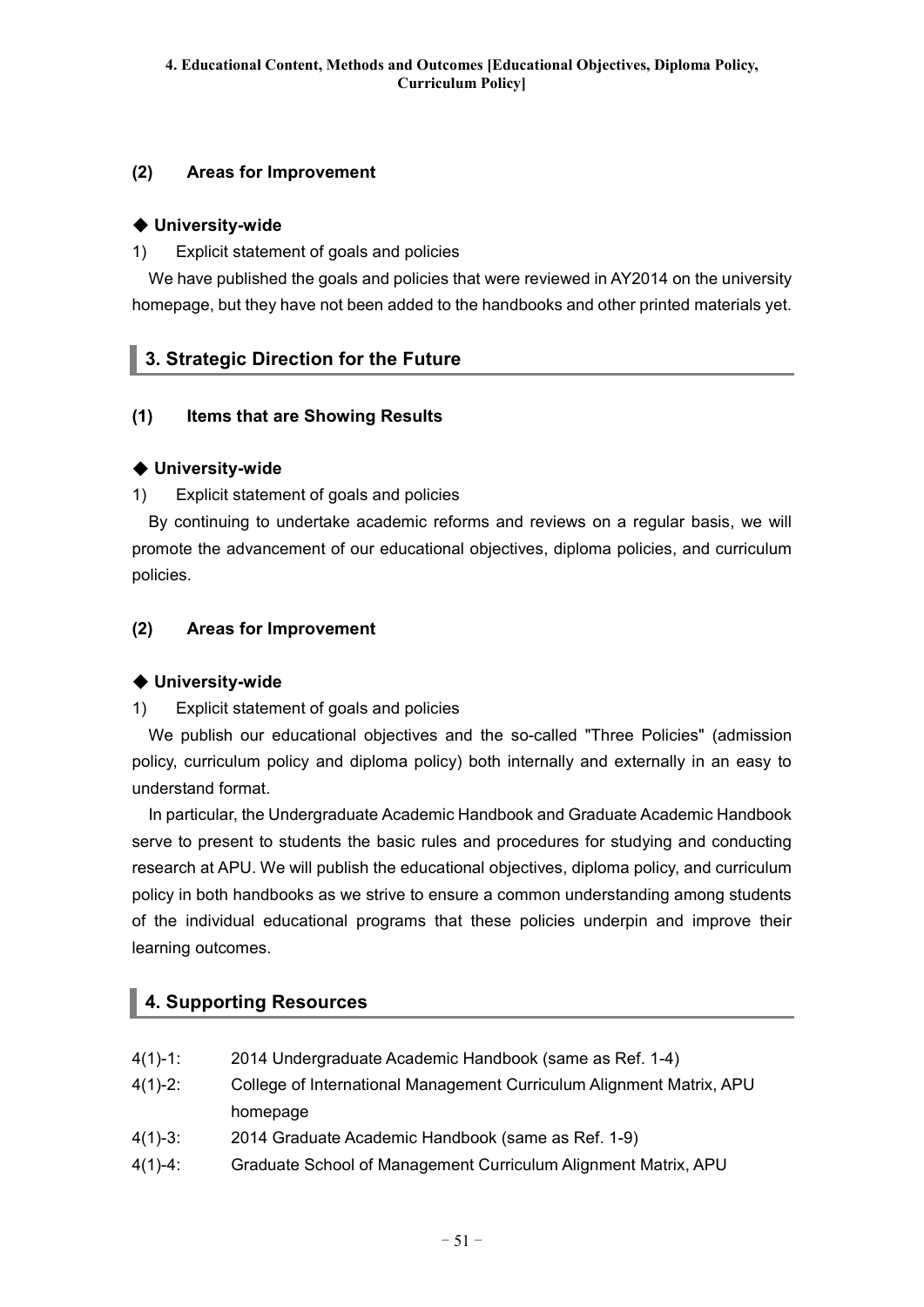### (2) Areas for Improvement

**◆ University-wide**

1) Explicit statement of goals and policies

We have published the goals and policies that were reviewed in AY2014 on the university homepage, but they have not been added to the handbooks and other printed materials yet.

## 3. Strategic Direction for the Future

### (1) Items that are Showing Results

**◆ University-wide**

1) Explicit statement of goals and policies

By continuing to undertake academic reforms and reviews on a regular basis, we will promote the advancement of our educational objectives, diploma policies, and curriculum policies.

### (2) Areas for Improvement

**◆ University-wide**

1) Explicit statement of goals and policies

We publish our educational objectives and the so-called "Three Policies" (admission policy, curriculum policy and diploma policy) both internally and externally in an easy to understand format.

In particular, the Undergraduate Academic Handbook and Graduate Academic Handbook serve to present to students the basic rules and procedures for studying and conducting research at APU. We will publish the educational objectives, diploma policy, and curriculum policy in both handbooks as we strive to ensure a common understanding among students of the individual educational programs that these policies underpin and improve their learning outcomes.

## 4. Supporting Resources

- 4(1)-1: 2014 Undergraduate Academic Handbook (same as Ref. 1-4)
- 4(1)-2: College of International Management Curriculum Alignment Matrix, APU homepage
- 4(1)-3: 2014 Graduate Academic Handbook (same as Ref. 1-9)
- 4(1)-4: Graduate School of Management Curriculum Alignment Matrix, APU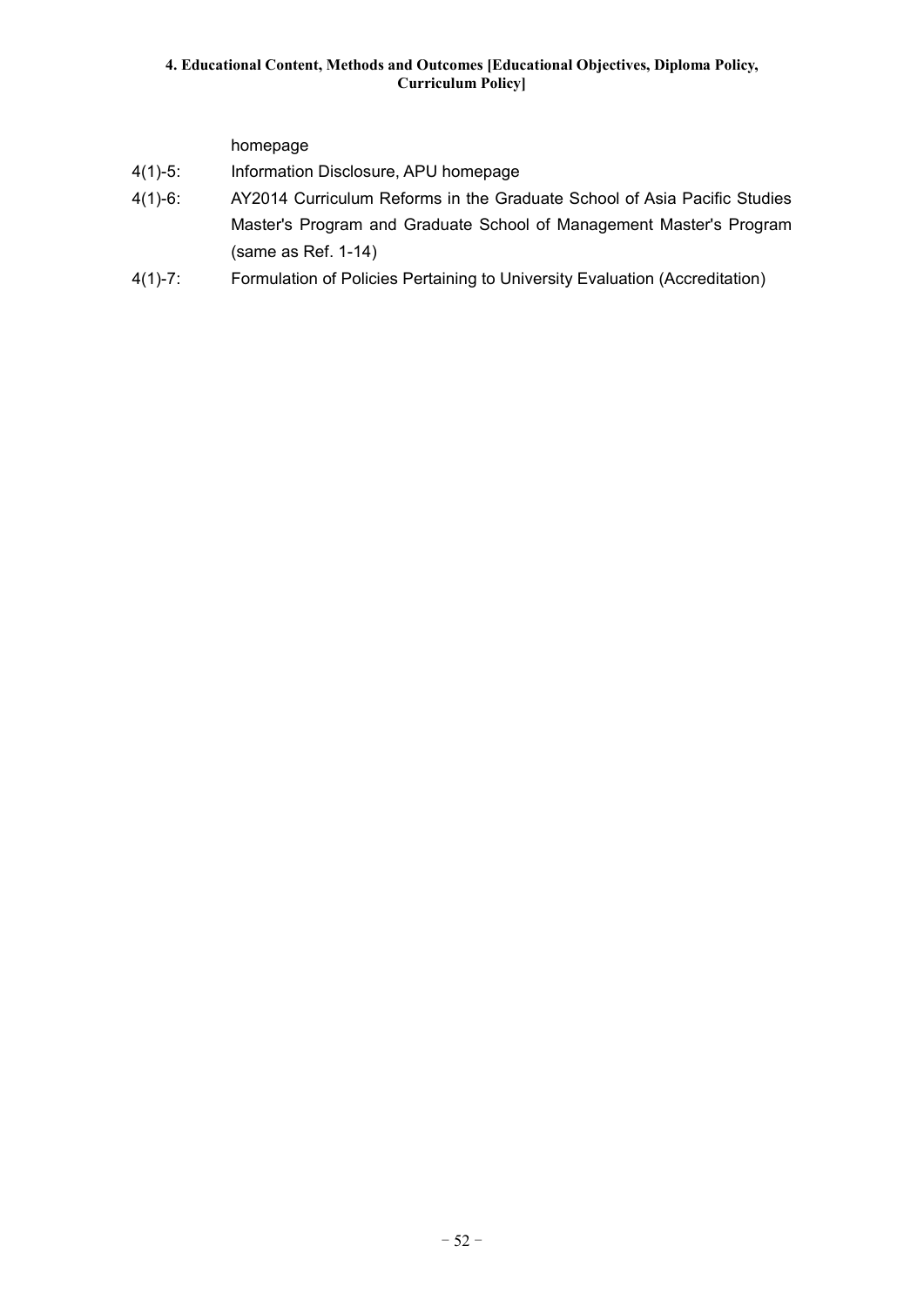homepage

4(1)-5: Information Disclosure, APU homepage

4(1)-6: AY2014 Curriculum Reforms in the Graduate School of Asia Pacific Studies Master's Program and Graduate School of Management Master's Program (same as Ref. 1-14)

4(1)-7: Formulation of Policies Pertaining to University Evaluation (Accreditation)